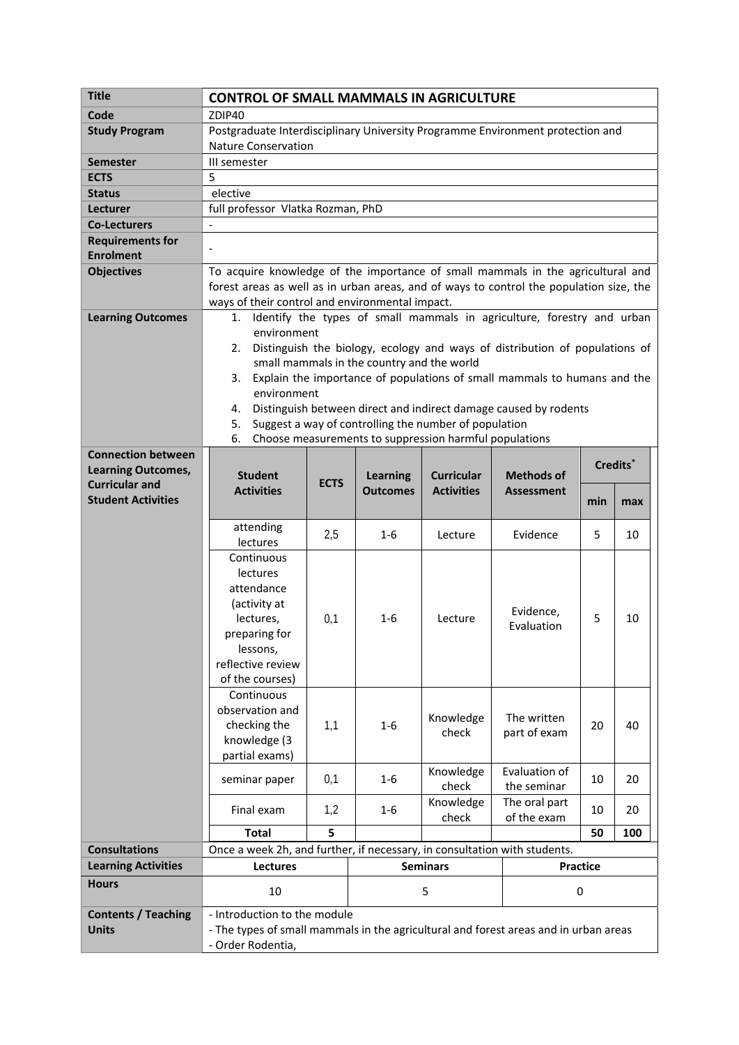| Title | **CONTROL OF SMALL MAMMALS IN AGRICULTURE** |
|---|---|
| **Code** | ZDIP40 |
| **Study Program** | Postgraduate Interdisciplinary University Programme Environment protection and Nature Conservation |
| **Semester** | III semester |
| **ECTS** | 5 |
| **Status** | elective |
| **Lecturer** | full professor Vlatka Rozman, PhD |
| **Co-Lecturers** | - |
| **Requirements for Enrolment** | - |
| **Objectives** | To acquire knowledge of the importance of small mammals in the agricultural and forest areas as well as in urban areas, and of ways to control the population size, the ways of their control and environmental impact. |
| **Learning Outcomes** | 1. Identify the types of small mammals in agriculture, forestry and urban environment<br>2. Distinguish the biology, ecology and ways of distribution of populations of small mammals in the country and the world<br>3. Explain the importance of populations of small mammals to humans and the environment<br>4. Distinguish between direct and indirect damage caused by rodents<br>5. Suggest a way of controlling the number of population<br>6. Choose measurements to suppression harmful populations |

**Connection between Learning Outcomes, Curricular and Student Activities**

| Student Activities | ECTS | Learning Outcomes | Curricular Activities | Methods of Assessment | Credits* | |
|---|---|---|---|---|---|---|
| | | | | | min | max |
| attending lectures | 2,5 | 1-6 | Lecture | Evidence | 5 | 10 |
| Continuous lectures attendance (activity at lectures, preparing for lessons, reflective review of the courses) | 0,1 | 1-6 | Lecture | Evidence, Evaluation | 5 | 10 |
| Continuous observation and checking the knowledge (3 partial exams) | 1,1 | 1-6 | Knowledge check | The written part of exam | 20 | 40 |
| seminar paper | 0,1 | 1-6 | Knowledge check | Evaluation of the seminar | 10 | 20 |
| Final exam | 1,2 | 1-6 | Knowledge check | The oral part of the exam | 10 | 20 |
| **Total** | **5** | | | | **50** | **100** |

| **Consultations** | Once a week 2h, and further, if necessary, in consultation with students. | | |
|---|---|---|---|
| **Learning Activities** | **Lectures** | **Seminars** | **Practice** |
| **Hours** | 10 | 5 | 0 |

| **Contents / Teaching Units** | - Introduction to the module<br>- The types of small mammals in the agricultural and forest areas and in urban areas<br>- Order Rodentia, |
|---|---|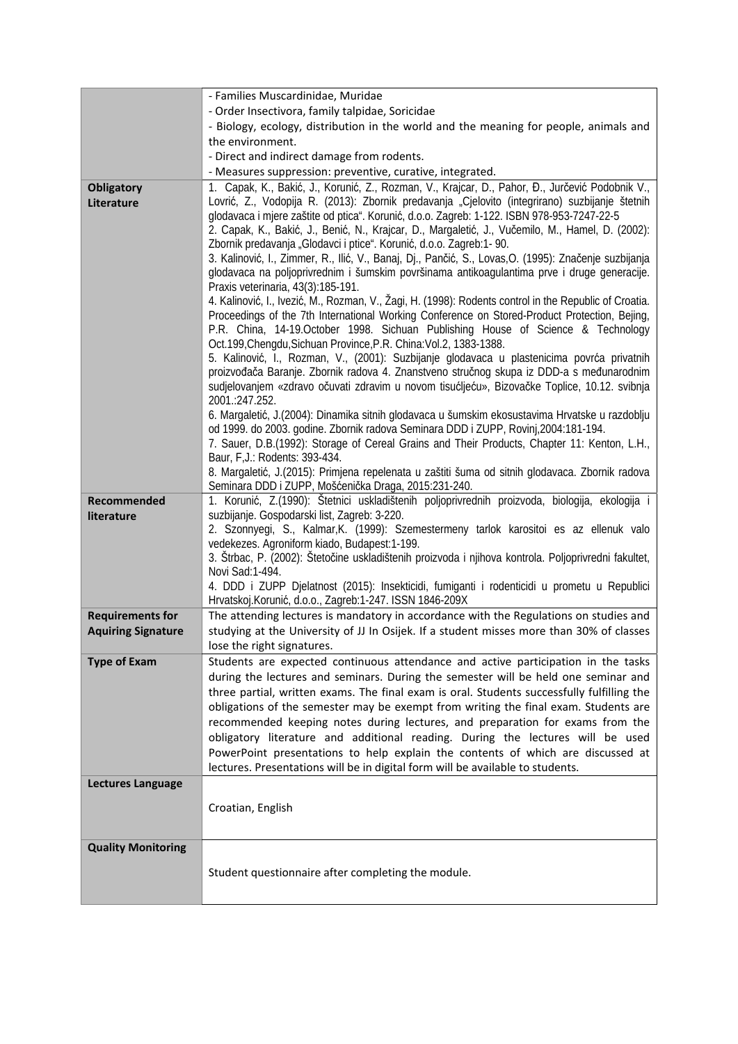| | |
|---|---|
| | - Families Muscardinidae, Muridae<br>- Order Insectivora, family talpidae, Soricidae<br>- Biology, ecology, distribution in the world and the meaning for people, animals and the environment.<br>- Direct and indirect damage from rodents.<br>- Measures suppression: preventive, curative, integrated. |
| **Obligatory Literature** | 1. Capak, K., Bakić, J., Korunić, Z., Rozman, V., Krajcar, D., Pahor, Đ., Jurčević Podobnik V., Lovrić, Z., Vodopija R. (2013): Zbornik predavanja „Cjelovito (integrirano) suzbijanje štetnih glodavaca i mjere zaštite od ptica". Korunić, d.o.o. Zagreb: 1-122. ISBN 978-953-7247-22-5<br>2. Capak, K., Bakić, J., Benić, N., Krajcar, D., Margaletić, J., Vučemilo, M., Hamel, D. (2002): Zbornik predavanja „Glodavci i ptice". Korunić, d.o.o. Zagreb:1- 90.<br>3. Kalinović, I., Zimmer, R., Ilić, V., Banaj, Dj., Pančić, S., Lovas,O. (1995): Značenje suzbijanja glodavaca na poljoprivrednim i šumskim površinama antikoagulantima prve i druge generacije. Praxis veterinaria, 43(3):185-191.<br>4. Kalinović, I., Ivezić, M., Rozman, V., Žagi, H. (1998): Rodents control in the Republic of Croatia. Proceedings of the 7th International Working Conference on Stored-Product Protection, Bejing, P.R. China, 14-19.October 1998. Sichuan Publishing House of Science & Technology Oct.199,Chengdu,Sichuan Province,P.R. China:Vol.2, 1383-1388.<br>5. Kalinović, I., Rozman, V., (2001): Suzbijanje glodavaca u plastenicima povrća privatnih proizvođača Baranje. Zbornik radova 4. Znanstveno stručnog skupa iz DDD-a s međunarodnim sudjelovanjem «zdravo očuvati zdravim u novom tisućljeću», Bizovačke Toplice, 10.12. svibnja 2001.:247.252.<br>6. Margaletić, J.(2004): Dinamika sitnih glodavaca u šumskim ekosustavima Hrvatske u razdoblju od 1999. do 2003. godine. Zbornik radova Seminara DDD i ZUPP, Rovinj,2004:181-194.<br>7. Sauer, D.B.(1992): Storage of Cereal Grains and Their Products, Chapter 11: Kenton, L.H., Baur, F,J.: Rodents: 393-434.<br>8. Margaletić, J.(2015): Primjena repelenata u zaštiti šuma od sitnih glodavaca. Zbornik radova Seminara DDD i ZUPP, Mošćenička Draga, 2015:231-240. |
| **Recommended literature** | 1. Korunić, Z.(1990): Štetnici uskladištenih poljoprivrednih proizvoda, biologija, ekologija i suzbijanje. Gospodarski list, Zagreb: 3-220.<br>2. Szonnyegi, S., Kalmar,K. (1999): Szemestermeny tarlok karositoi es az ellenuk valo vedekezes. Agroniform kiado, Budapest:1-199.<br>3. Štrbac, P. (2002): Štetočine uskladištenih proizvoda i njihova kontrola. Poljoprivredni fakultet, Novi Sad:1-494.<br>4. DDD i ZUPP Djelatnost (2015): Insekticidi, fumiganti i rodenticidi u prometu u Republici Hrvatskoj.Korunić, d.o.o., Zagreb:1-247. ISSN 1846-209X |
| **Requirements for Aquiring Signature** | The attending lectures is mandatory in accordance with the Regulations on studies and studying at the University of JJ In Osijek. If a student misses more than 30% of classes lose the right signatures. |
| **Type of Exam** | Students are expected continuous attendance and active participation in the tasks during the lectures and seminars. During the semester will be held one seminar and three partial, written exams. The final exam is oral. Students successfully fulfilling the obligations of the semester may be exempt from writing the final exam. Students are recommended keeping notes during lectures, and preparation for exams from the obligatory literature and additional reading. During the lectures will be used PowerPoint presentations to help explain the contents of which are discussed at lectures. Presentations will be in digital form will be available to students. |
| **Lectures Language** | Croatian, English |
| **Quality Monitoring** | Student questionnaire after completing the module. |